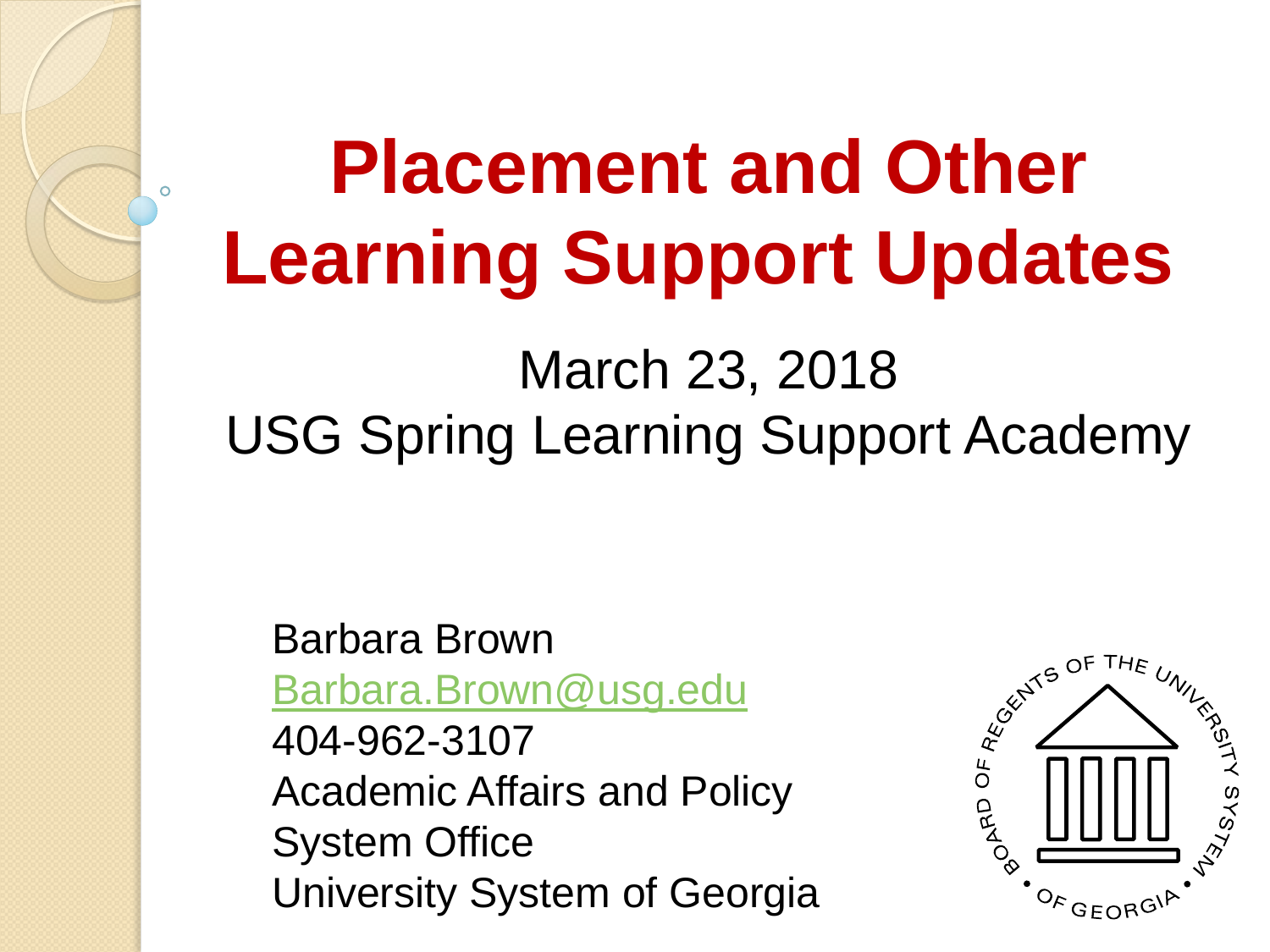# Placement and Other Learning Support Updates

March 23, 2018

USG Spring Learning Support Academy

Barbara Brown
Barbara.Brown@usg.edu
404-962-3107
Academic Affairs and Policy
System Office
University System of Georgia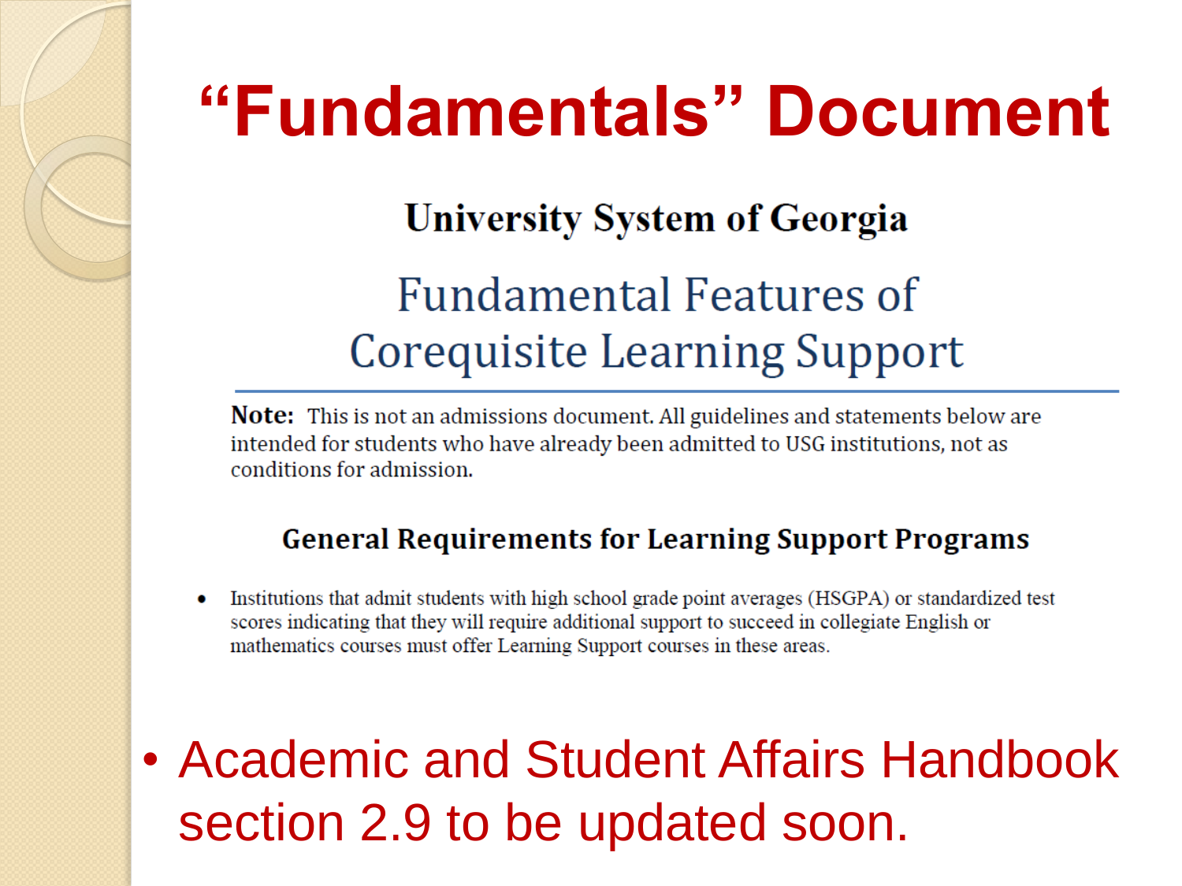# "Fundamentals" Document

**University System of Georgia**

## Fundamental Features of Corequisite Learning Support

**Note:** This is not an admissions document. All guidelines and statements below are intended for students who have already been admitted to USG institutions, not as conditions for admission.

### General Requirements for Learning Support Programs

- Institutions that admit students with high school grade point averages (HSGPA) or standardized test scores indicating that they will require additional support to succeed in collegiate English or mathematics courses must offer Learning Support courses in these areas.

- Academic and Student Affairs Handbook section 2.9 to be updated soon.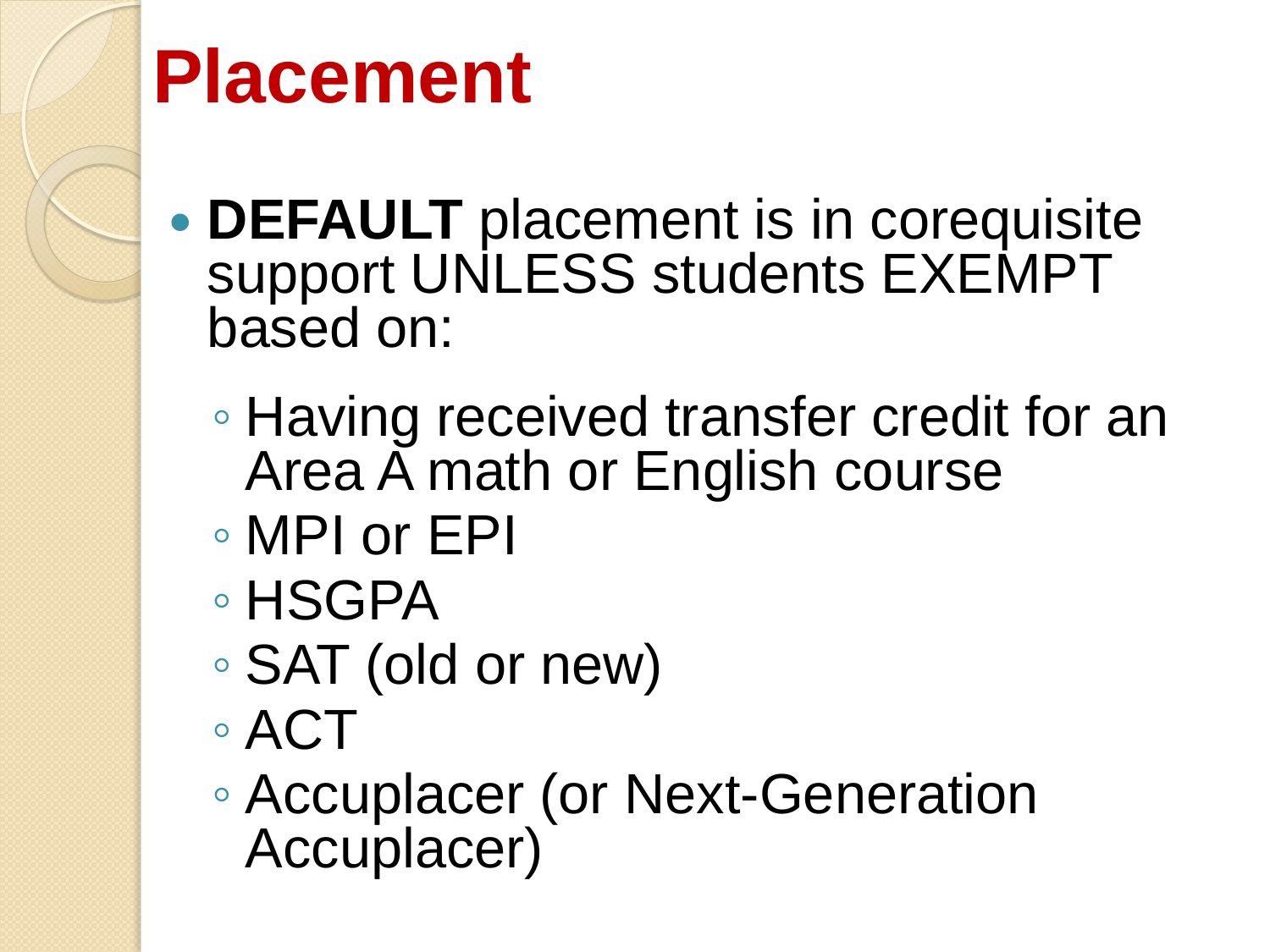# Placement

- **DEFAULT** placement is in corequisite support UNLESS students EXEMPT based on:
  - Having received transfer credit for an Area A math or English course
  - MPI or EPI
  - HSGPA
  - SAT (old or new)
  - ACT
  - Accuplacer (or Next-Generation Accuplacer)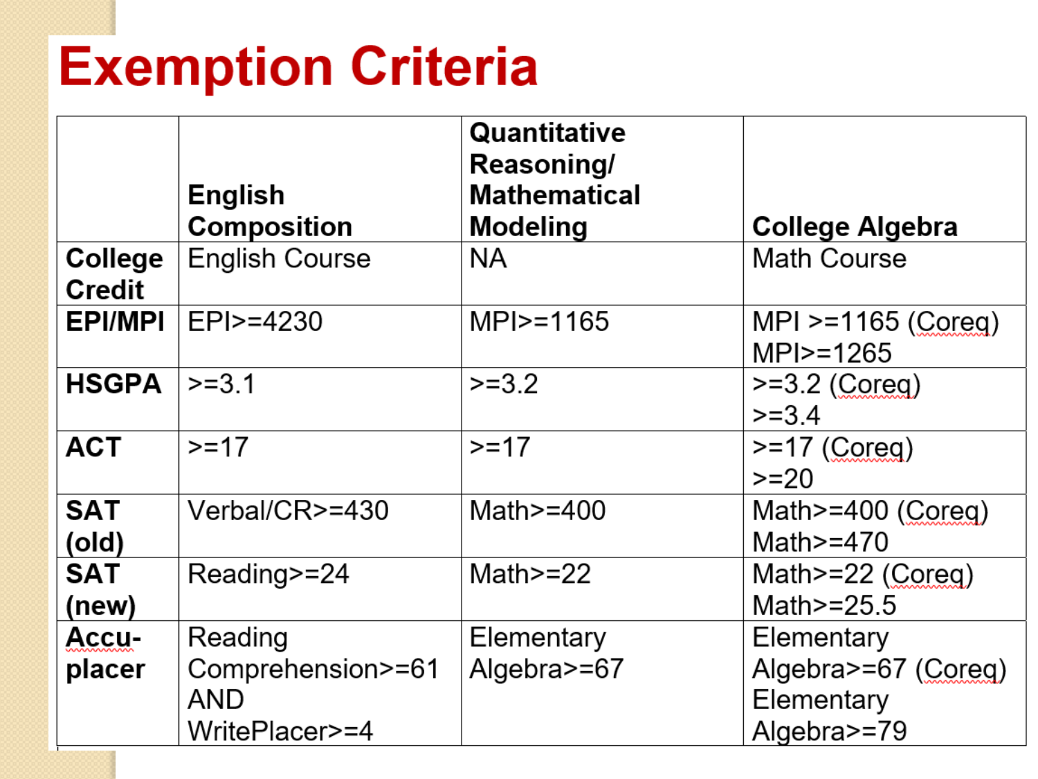# Exemption Criteria

| | English Composition | Quantitative Reasoning/ Mathematical Modeling | College Algebra |
|---|---|---|---|
| **College Credit** | English Course | NA | Math Course |
| **EPI/MPI** | EPI>=4230 | MPI>=1165 | MPI >=1165 (Coreq)<br>MPI>=1265 |
| **HSGPA** | >=3.1 | >=3.2 | >=3.2 (Coreq)<br>>=3.4 |
| **ACT** | >=17 | >=17 | >=17 (Coreq)<br>>=20 |
| **SAT (old)** | Verbal/CR>=430 | Math>=400 | Math>=400 (Coreq)<br>Math>=470 |
| **SAT (new)** | Reading>=24 | Math>=22 | Math>=22 (Coreq)<br>Math>=25.5 |
| **Accu-placer** | Reading Comprehension>=61 AND WritePlacer>=4 | Elementary Algebra>=67 | Elementary Algebra>=67 (Coreq)<br>Elementary Algebra>=79 |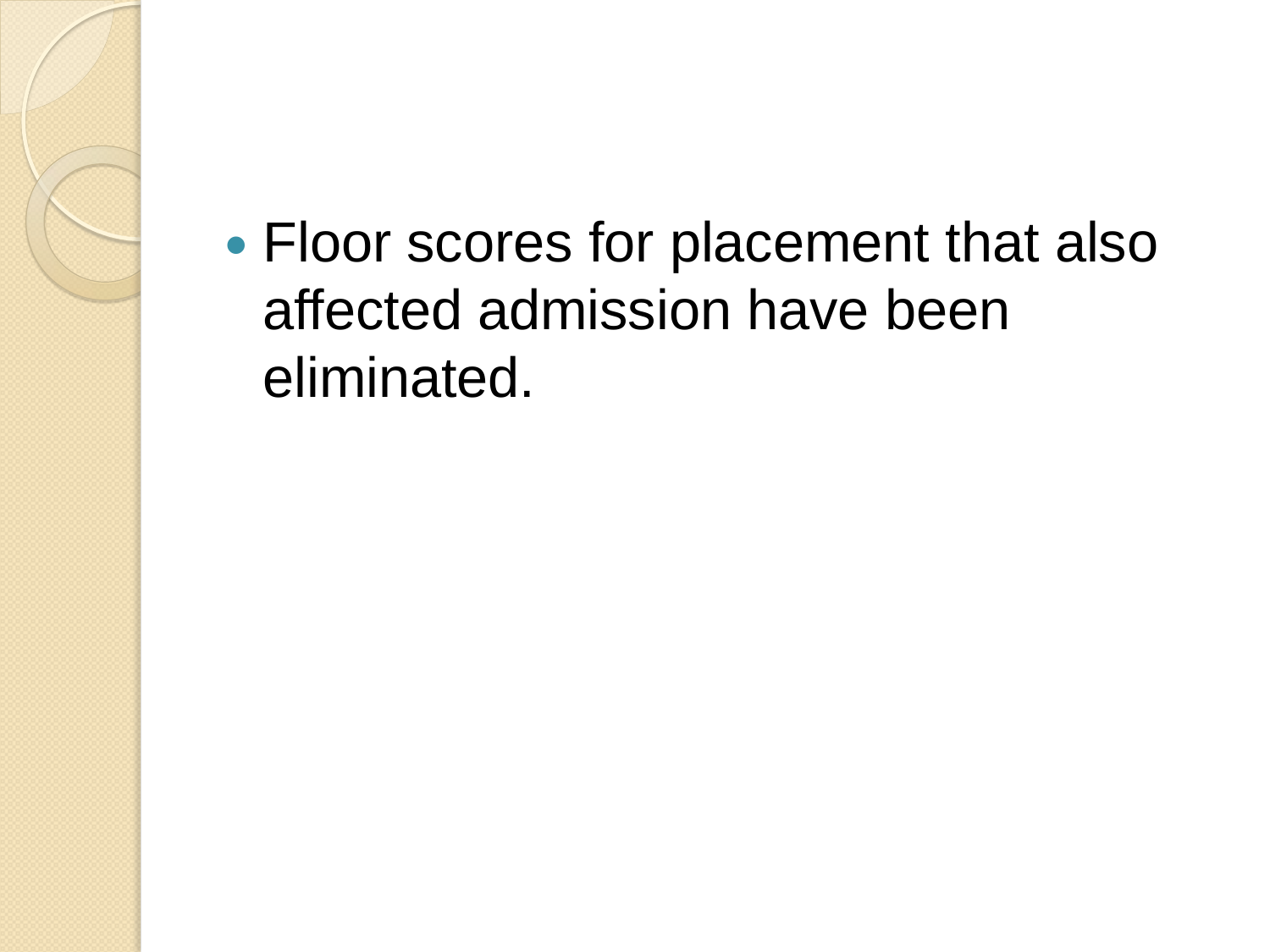- Floor scores for placement that also affected admission have been eliminated.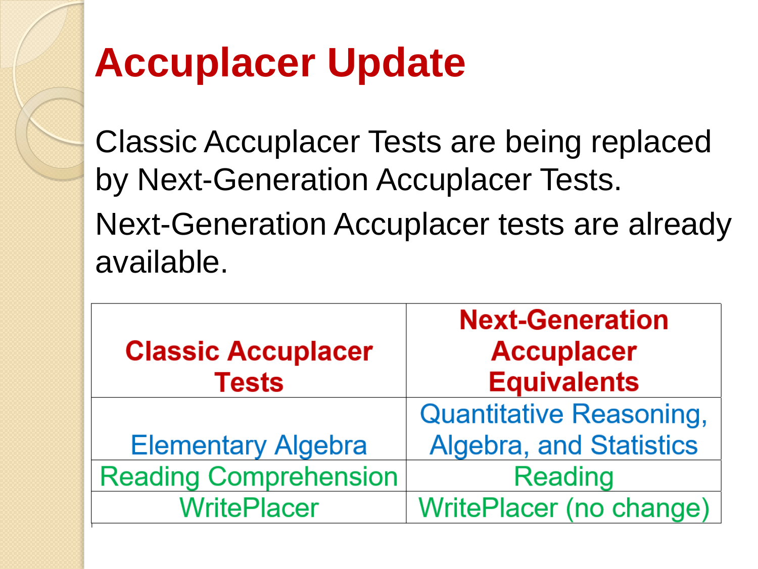# Accuplacer Update

Classic Accuplacer Tests are being replaced by Next-Generation Accuplacer Tests.

Next-Generation Accuplacer tests are already available.

| Classic Accuplacer Tests | Next-Generation Accuplacer Equivalents |
|---|---|
| Elementary Algebra | Quantitative Reasoning, Algebra, and Statistics |
| Reading Comprehension | Reading |
| WritePlacer | WritePlacer (no change) |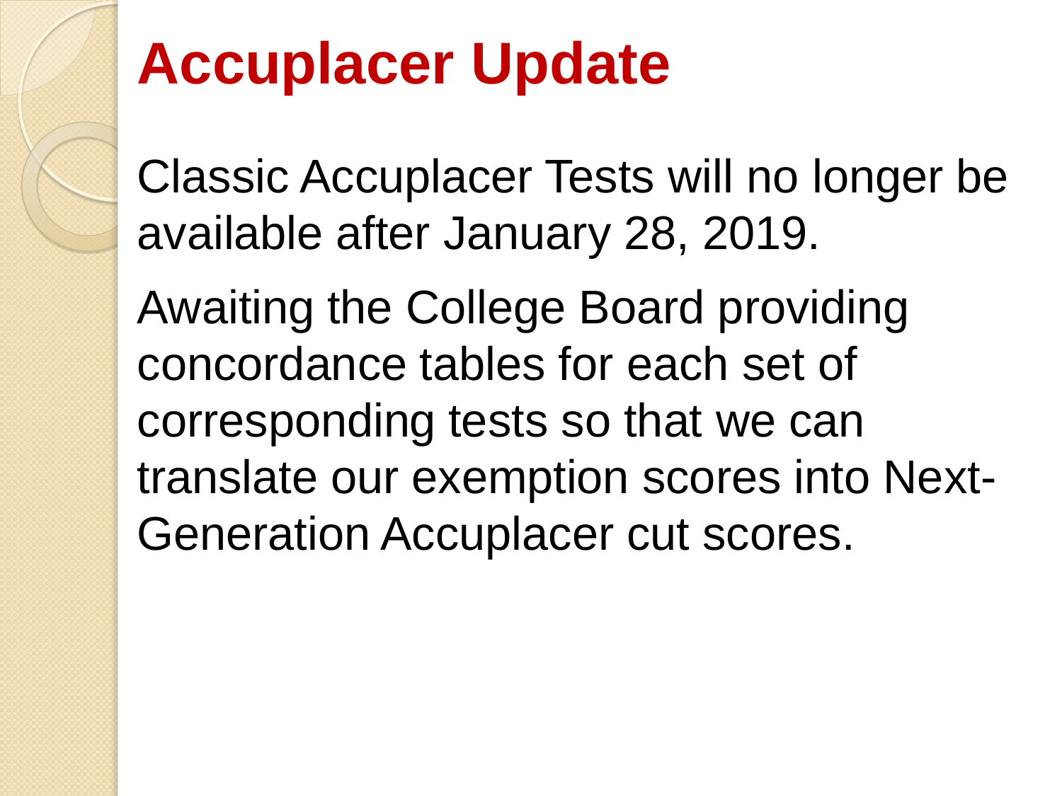# Accuplacer Update

Classic Accuplacer Tests will no longer be available after January 28, 2019.

Awaiting the College Board providing concordance tables for each set of corresponding tests so that we can translate our exemption scores into Next-Generation Accuplacer cut scores.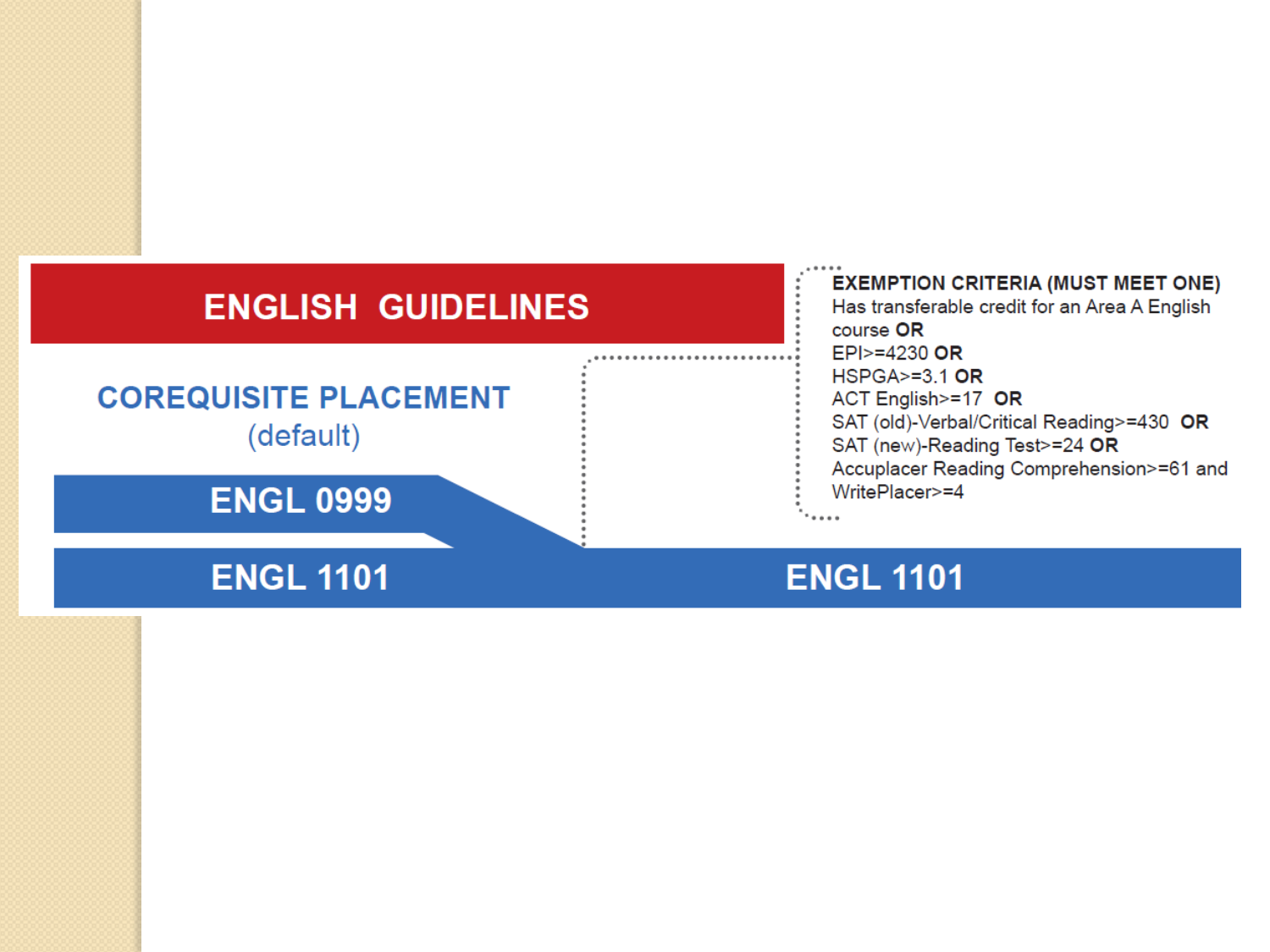# ENGLISH GUIDELINES

## COREQUISITE PLACEMENT
(default)

**ENGL 0999**

**ENGL 1101**

**EXEMPTION CRITERIA (MUST MEET ONE)**

Has transferable credit for an Area A English course **OR**
EPI>=4230 **OR**
HSPGA>=3.1 **OR**
ACT English>=17 **OR**
SAT (old)-Verbal/Critical Reading>=430 **OR**
SAT (new)-Reading Test>=24 **OR**
Accuplacer Reading Comprehension>=61 and WritePlacer>=4

**ENGL 1101**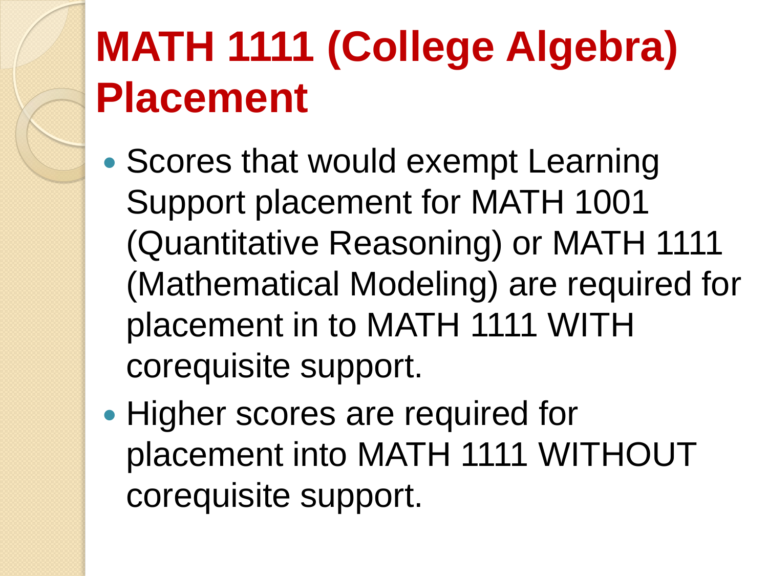# MATH 1111 (College Algebra) Placement

- Scores that would exempt Learning Support placement for MATH 1001 (Quantitative Reasoning) or MATH 1111 (Mathematical Modeling) are required for placement in to MATH 1111 WITH corequisite support.
- Higher scores are required for placement into MATH 1111 WITHOUT corequisite support.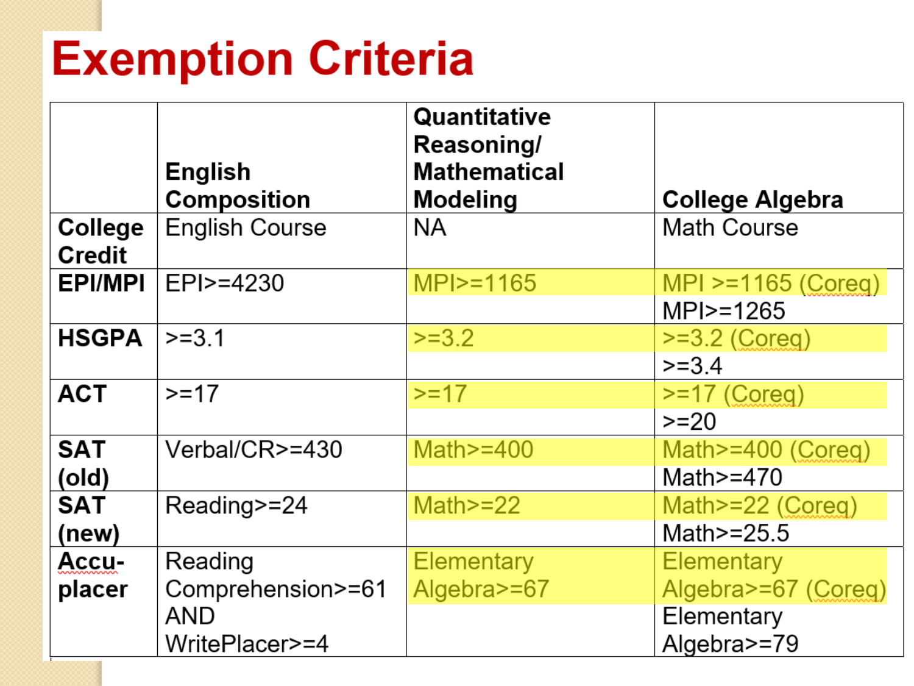# Exemption Criteria

| | English Composition | Quantitative Reasoning/ Mathematical Modeling | College Algebra |
|---|---|---|---|
| **College Credit** | English Course | NA | Math Course |
| **EPI/MPI** | EPI>=4230 | MPI>=1165 | MPI >=1165 (Coreq)<br>MPI>=1265 |
| **HSGPA** | >=3.1 | >=3.2 | >=3.2 (Coreq)<br>>=3.4 |
| **ACT** | >=17 | >=17 | >=17 (Coreq)<br>>=20 |
| **SAT (old)** | Verbal/CR>=430 | Math>=400 | Math>=400 (Coreq)<br>Math>=470 |
| **SAT (new)** | Reading>=24 | Math>=22 | Math>=22 (Coreq)<br>Math>=25.5 |
| **Accu-placer** | Reading Comprehension>=61 AND WritePlacer>=4 | Elementary Algebra>=67 | Elementary Algebra>=67 (Coreq)<br>Elementary Algebra>=79 |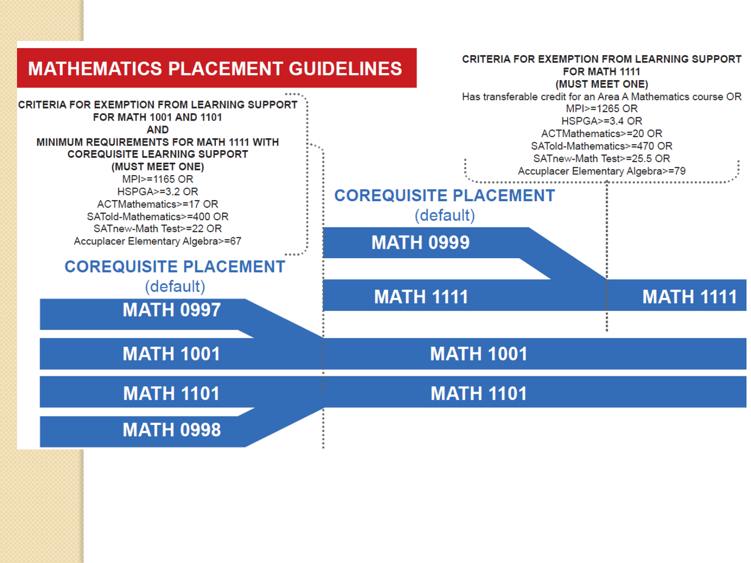# MATHEMATICS PLACEMENT GUIDELINES

**CRITERIA FOR EXEMPTION FROM LEARNING SUPPORT FOR MATH 1001 AND 1101**
**AND**
**MINIMUM REQUIREMENTS FOR MATH 1111 WITH COREQUISITE LEARNING SUPPORT**
**(MUST MEET ONE)**

MPI>=1165 OR
HSPGA>=3.2 OR
ACTMathematics>=17 OR
SATold-Mathematics>=400 OR
SATnew-Math Test>=22 OR
Accuplacer Elementary Algebra>=67

**CRITERIA FOR EXEMPTION FROM LEARNING SUPPORT FOR MATH 1111**
**(MUST MEET ONE)**

Has transferable credit for an Area A Mathematics course OR
MPI>=1265 OR
HSPGA>=3.4 OR
ACTMathematics>=20 OR
SATold-Mathematics>=470 OR
SATnew-Math Test>=25.5 OR
Accuplacer Elementary Algebra>=79

## COREQUISITE PLACEMENT (default)

MATH 0997 → MATH 1001
MATH 1001 → MATH 1001
MATH 1101 → MATH 1101
MATH 0998 → MATH 1101

## COREQUISITE PLACEMENT (default)

MATH 0999 → MATH 1111
MATH 1111 → MATH 1111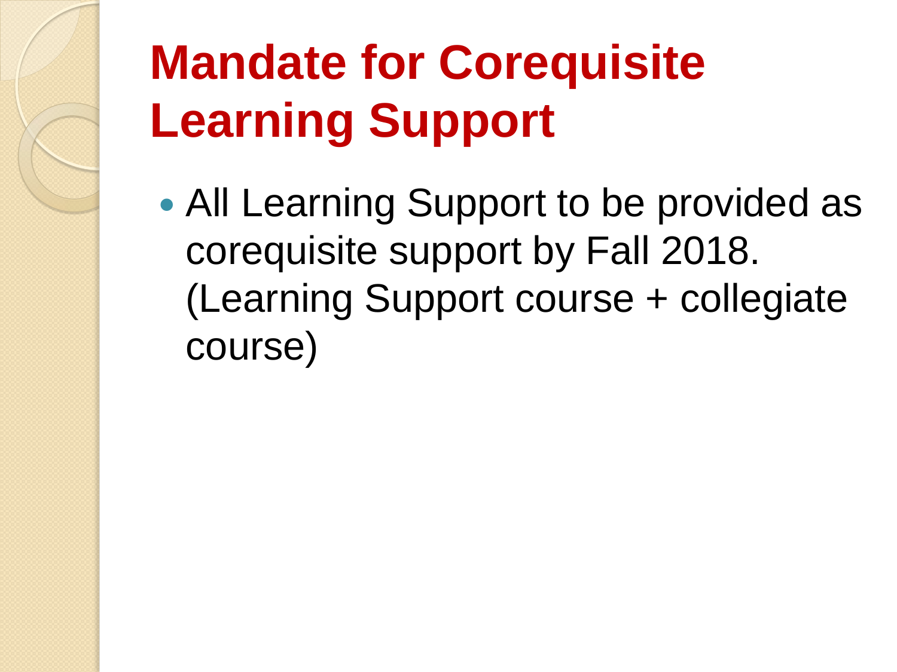# Mandate for Corequisite Learning Support

- All Learning Support to be provided as corequisite support by Fall 2018. (Learning Support course + collegiate course)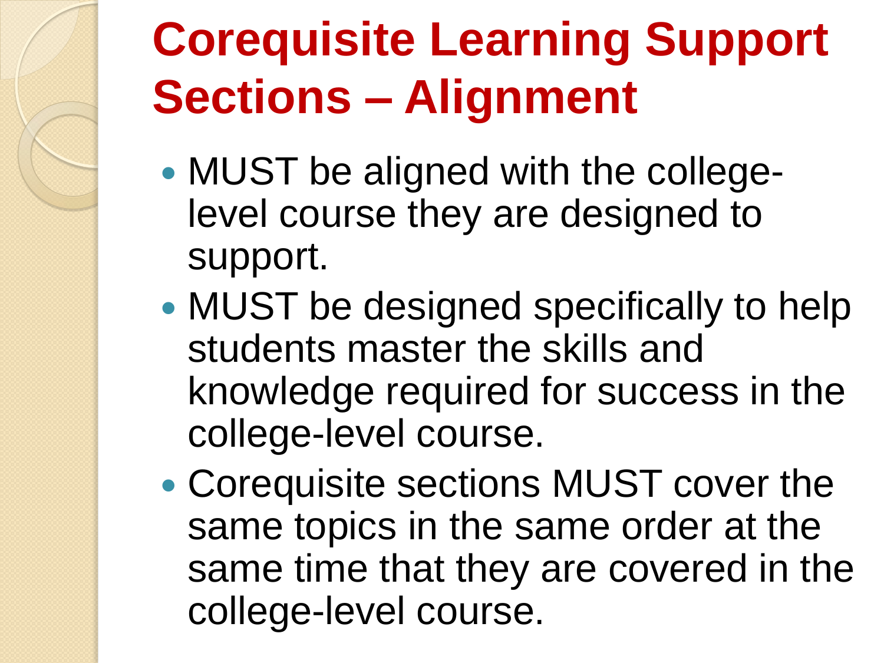# Corequisite Learning Support Sections – Alignment

- MUST be aligned with the college-level course they are designed to support.
- MUST be designed specifically to help students master the skills and knowledge required for success in the college-level course.
- Corequisite sections MUST cover the same topics in the same order at the same time that they are covered in the college-level course.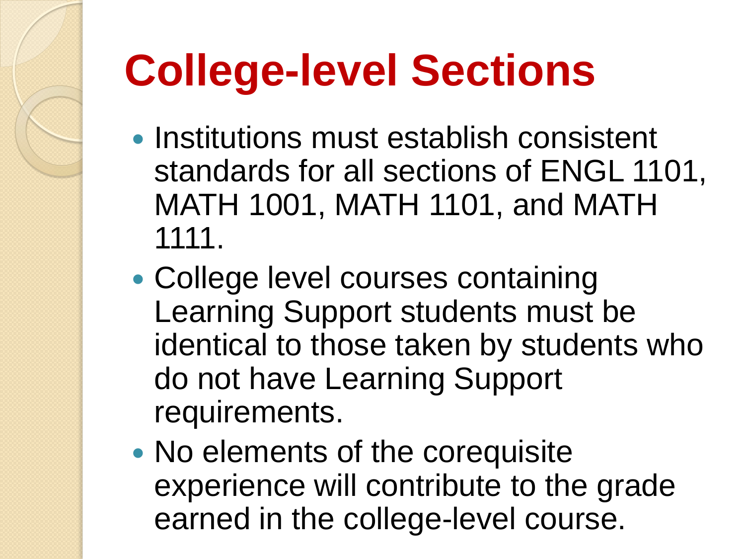# College-level Sections

- Institutions must establish consistent standards for all sections of ENGL 1101, MATH 1001, MATH 1101, and MATH 1111.
- College level courses containing Learning Support students must be identical to those taken by students who do not have Learning Support requirements.
- No elements of the corequisite experience will contribute to the grade earned in the college-level course.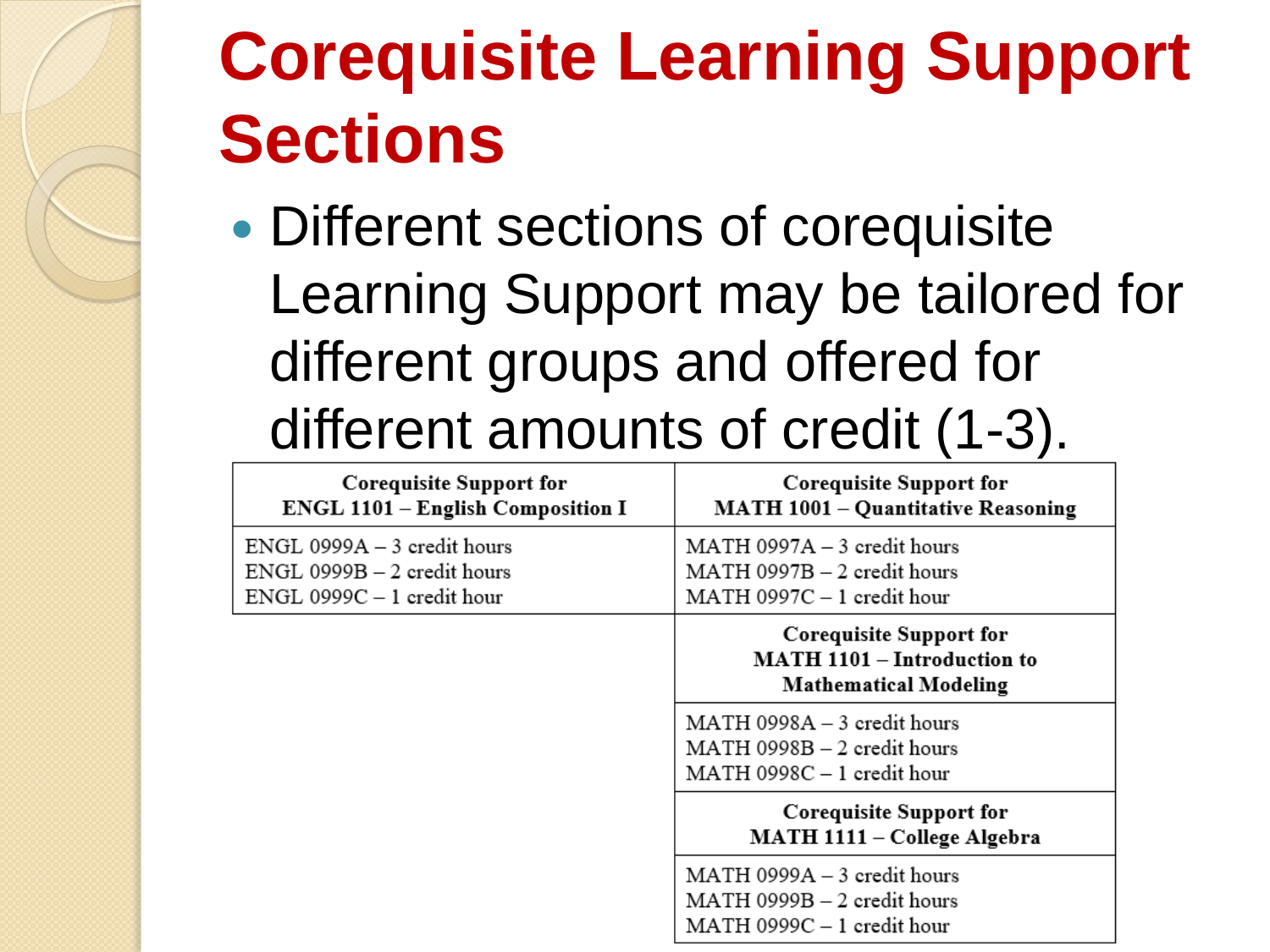# Corequisite Learning Support Sections

- Different sections of corequisite Learning Support may be tailored for different groups and offered for different amounts of credit (1-3).

| Corequisite Support for ENGL 1101 – English Composition I | Corequisite Support for MATH 1001 – Quantitative Reasoning |
|---|---|
| ENGL 0999A – 3 credit hours<br>ENGL 0999B – 2 credit hours<br>ENGL 0999C – 1 credit hour | MATH 0997A – 3 credit hours<br>MATH 0997B – 2 credit hours<br>MATH 0997C – 1 credit hour |
| | **Corequisite Support for MATH 1101 – Introduction to Mathematical Modeling** |
| | MATH 0998A – 3 credit hours<br>MATH 0998B – 2 credit hours<br>MATH 0998C – 1 credit hour |
| | **Corequisite Support for MATH 1111 – College Algebra** |
| | MATH 0999A – 3 credit hours<br>MATH 0999B – 2 credit hours<br>MATH 0999C – 1 credit hour |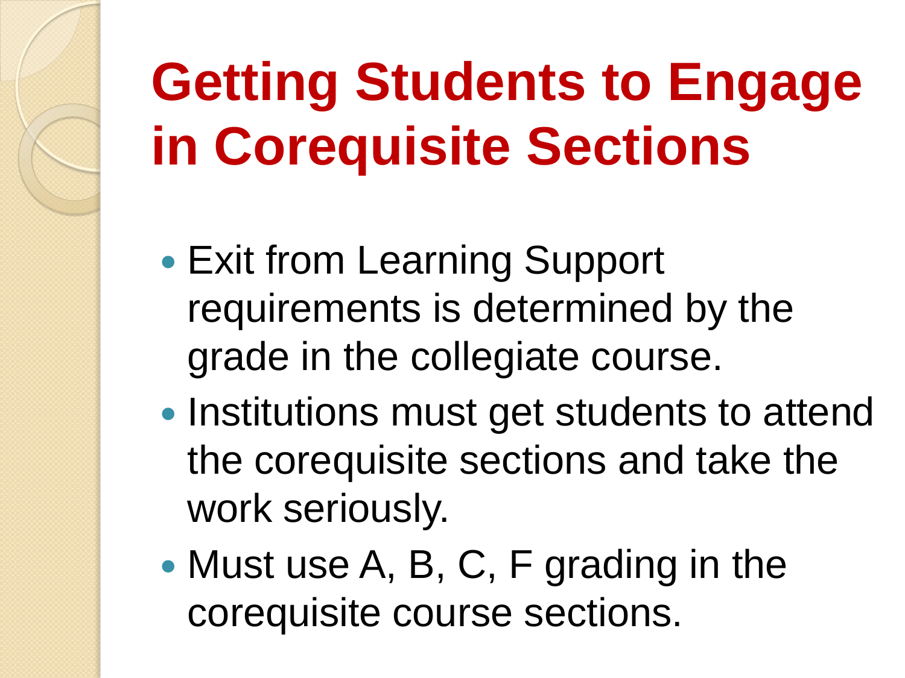# Getting Students to Engage in Corequisite Sections

- Exit from Learning Support requirements is determined by the grade in the collegiate course.
- Institutions must get students to attend the corequisite sections and take the work seriously.
- Must use A, B, C, F grading in the corequisite course sections.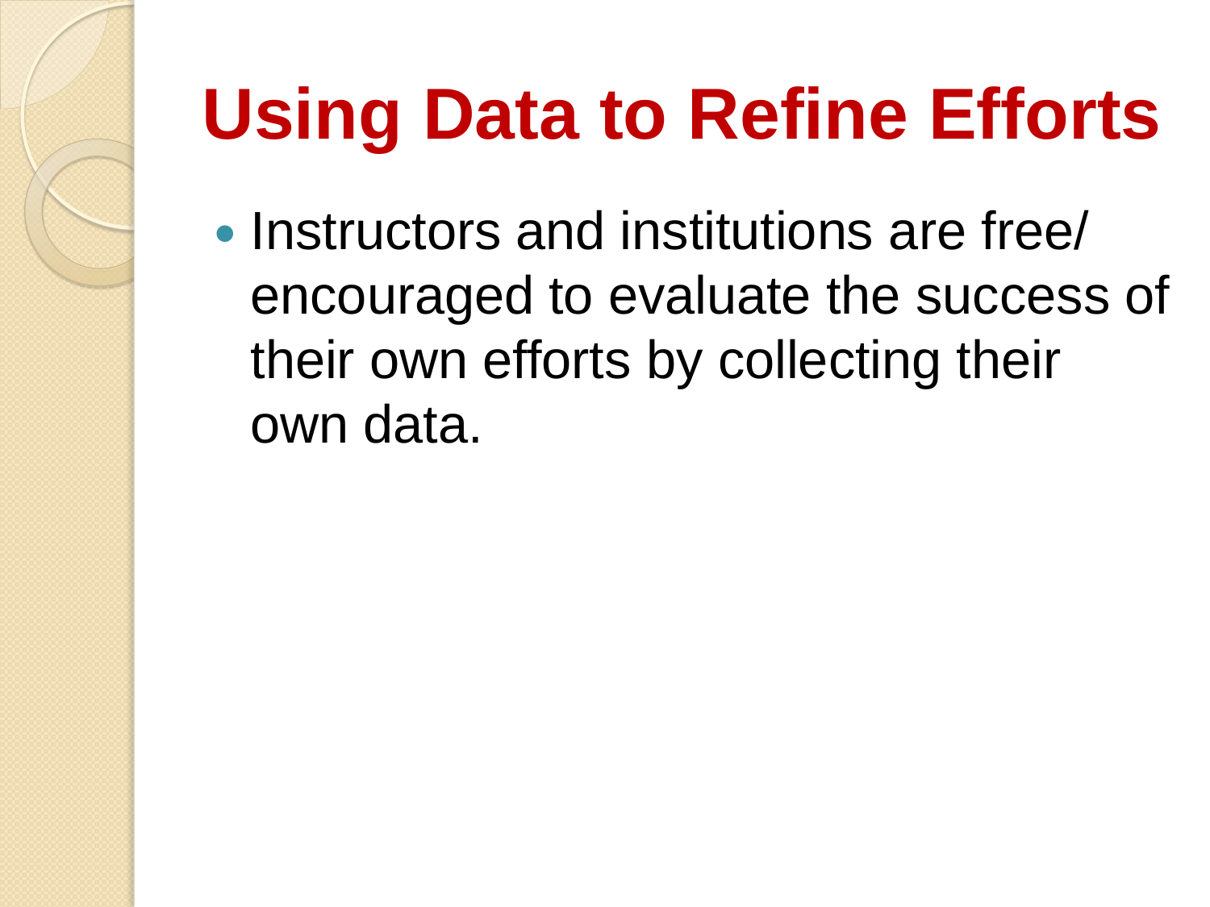# Using Data to Refine Efforts

- Instructors and institutions are free/ encouraged to evaluate the success of their own efforts by collecting their own data.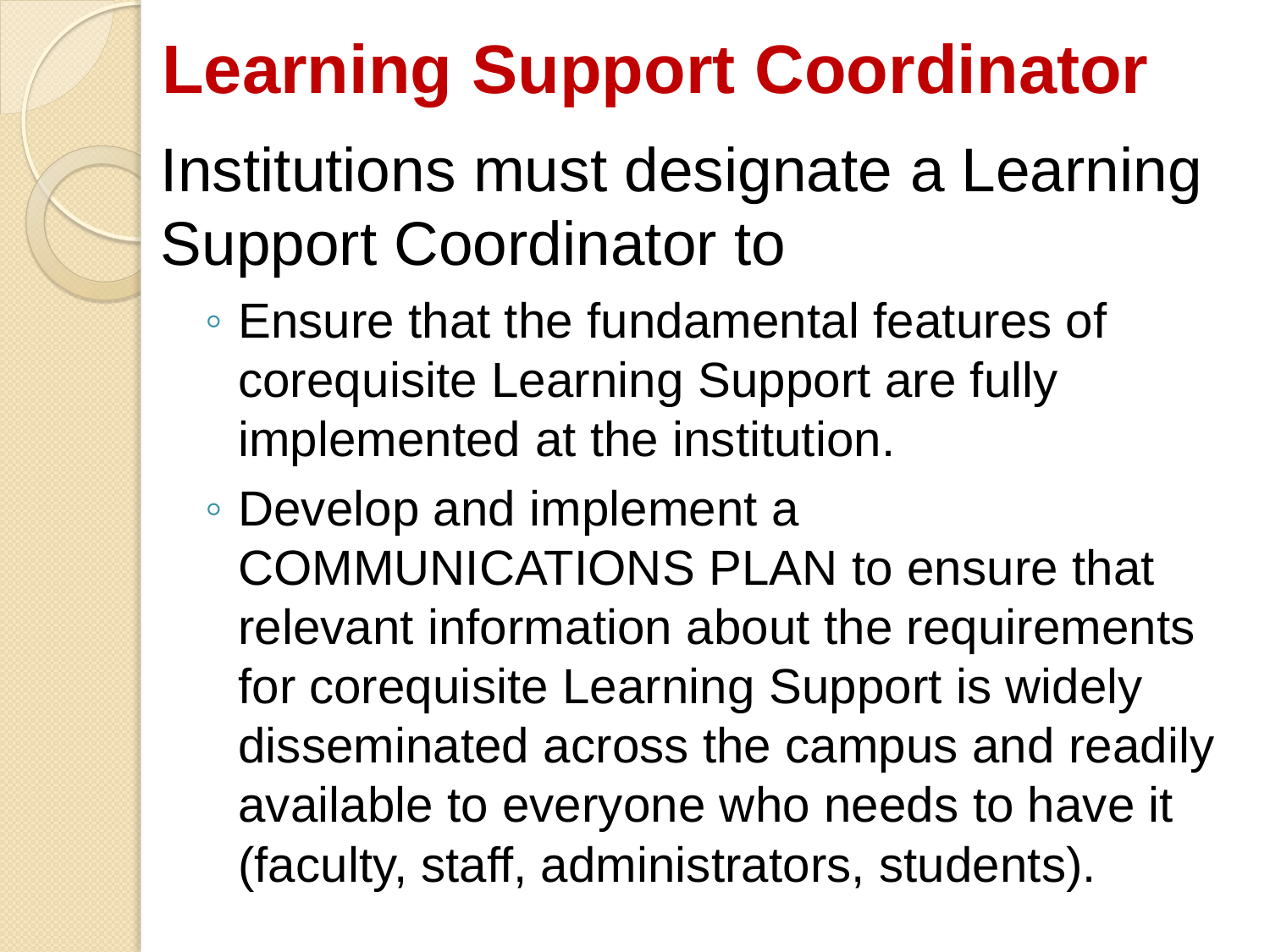# Learning Support Coordinator

Institutions must designate a Learning Support Coordinator to

- Ensure that the fundamental features of corequisite Learning Support are fully implemented at the institution.
- Develop and implement a COMMUNICATIONS PLAN to ensure that relevant information about the requirements for corequisite Learning Support is widely disseminated across the campus and readily available to everyone who needs to have it (faculty, staff, administrators, students).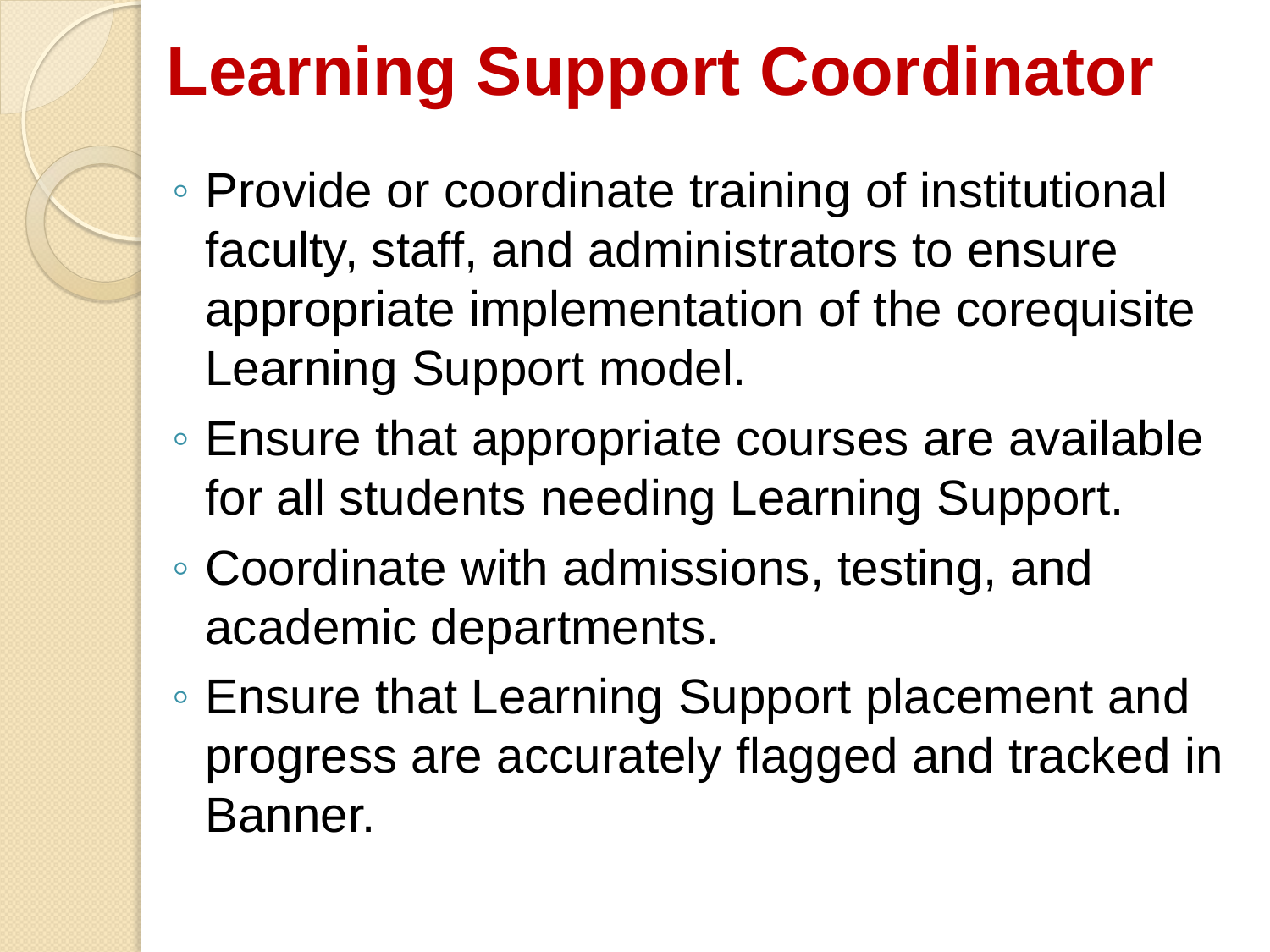# Learning Support Coordinator

- Provide or coordinate training of institutional faculty, staff, and administrators to ensure appropriate implementation of the corequisite Learning Support model.
- Ensure that appropriate courses are available for all students needing Learning Support.
- Coordinate with admissions, testing, and academic departments.
- Ensure that Learning Support placement and progress are accurately flagged and tracked in Banner.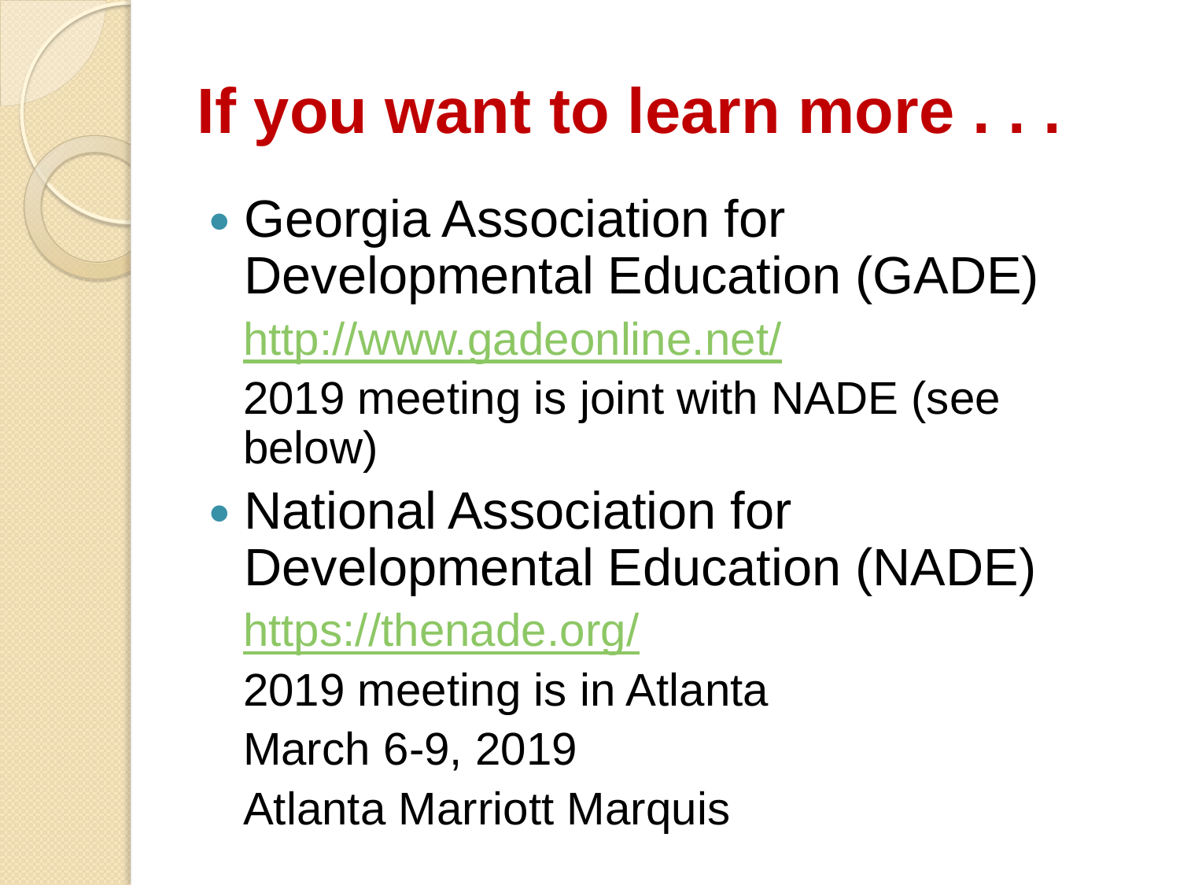# If you want to learn more . . .

- Georgia Association for Developmental Education (GADE)

  http://www.gadeonline.net/

  2019 meeting is joint with NADE (see below)

- National Association for Developmental Education (NADE)

  https://thenade.org/

  2019 meeting is in Atlanta

  March 6-9, 2019

  Atlanta Marriott Marquis